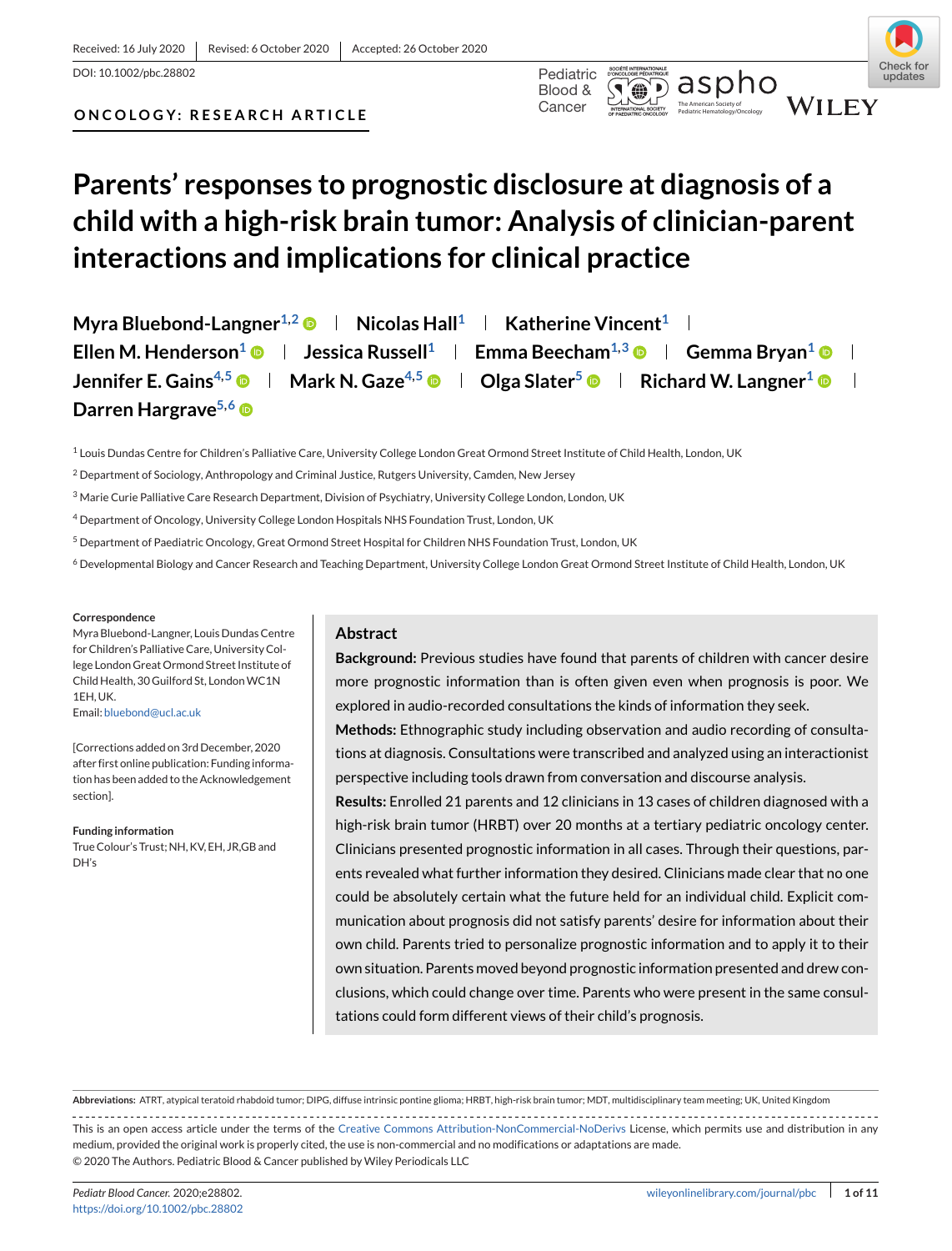Received: 16 July 2020 | Revised: 6 October 2020 | Accepted: 26 October 2020

DOI: 10.1002/pbc.28802

**ONCOLOGY: RESEARCH ARTICLE**

# Parents' responses to prognostic disclosure at diagnosis of a child with a high-risk brain tumor: Analysis of clinician-parent interactions and implications for clinical practice

**Myra Bluebond-Langner**[1,2] | **Nicolas Hall**[1] | **Katherine Vincent**[1] | **Ellen M. Henderson**[1] | **Jessica Russell**[1] | **Emma Beecham**[1,3] | **Gemma Bryan**[1] | **Jennifer E. Gains**[4,5] | **Mark N. Gaze**[4,5] | **Olga Slater**[5] | **Richard W. Langner**[1] | **Darren Hargrave**[5,6]

[1] Louis Dundas Centre for Children's Palliative Care, University College London Great Ormond Street Institute of Child Health, London, UK

[2] Department of Sociology, Anthropology and Criminal Justice, Rutgers University, Camden, New Jersey

[3] Marie Curie Palliative Care Research Department, Division of Psychiatry, University College London, London, UK

[4] Department of Oncology, University College London Hospitals NHS Foundation Trust, London, UK

[5] Department of Paediatric Oncology, Great Ormond Street Hospital for Children NHS Foundation Trust, London, UK

[6] Developmental Biology and Cancer Research and Teaching Department, University College London Great Ormond Street Institute of Child Health, London, UK

**Correspondence**

Myra Bluebond-Langner, Louis Dundas Centre for Children's Palliative Care, University College London Great Ormond Street Institute of Child Health, 30 Guilford St, London WC1N 1EH, UK.
Email: bluebond@ucl.ac.uk

[Corrections added on 3rd December, 2020 after first online publication: Funding information has been added to the Acknowledgement section].

**Funding information**

True Colour's Trust; NH, KV, EH, JR,GB and DH's

## Abstract

**Background:** Previous studies have found that parents of children with cancer desire more prognostic information than is often given even when prognosis is poor. We explored in audio-recorded consultations the kinds of information they seek.

**Methods:** Ethnographic study including observation and audio recording of consultations at diagnosis. Consultations were transcribed and analyzed using an interactionist perspective including tools drawn from conversation and discourse analysis.

**Results:** Enrolled 21 parents and 12 clinicians in 13 cases of children diagnosed with a high-risk brain tumor (HRBT) over 20 months at a tertiary pediatric oncology center. Clinicians presented prognostic information in all cases. Through their questions, parents revealed what further information they desired. Clinicians made clear that no one could be absolutely certain what the future held for an individual child. Explicit communication about prognosis did not satisfy parents' desire for information about their own child. Parents tried to personalize prognostic information and to apply it to their own situation. Parents moved beyond prognostic information presented and drew conclusions, which could change over time. Parents who were present in the same consultations could form different views of their child's prognosis.

**Abbreviations:** ATRT, atypical teratoid rhabdoid tumor; DIPG, diffuse intrinsic pontine glioma; HRBT, high-risk brain tumor; MDT, multidisciplinary team meeting; UK, United Kingdom

This is an open access article under the terms of the Creative Commons Attribution-NonCommercial-NoDerivs License, which permits use and distribution in any medium, provided the original work is properly cited, the use is non-commercial and no modifications or adaptations are made.
© 2020 The Authors. Pediatric Blood & Cancer published by Wiley Periodicals LLC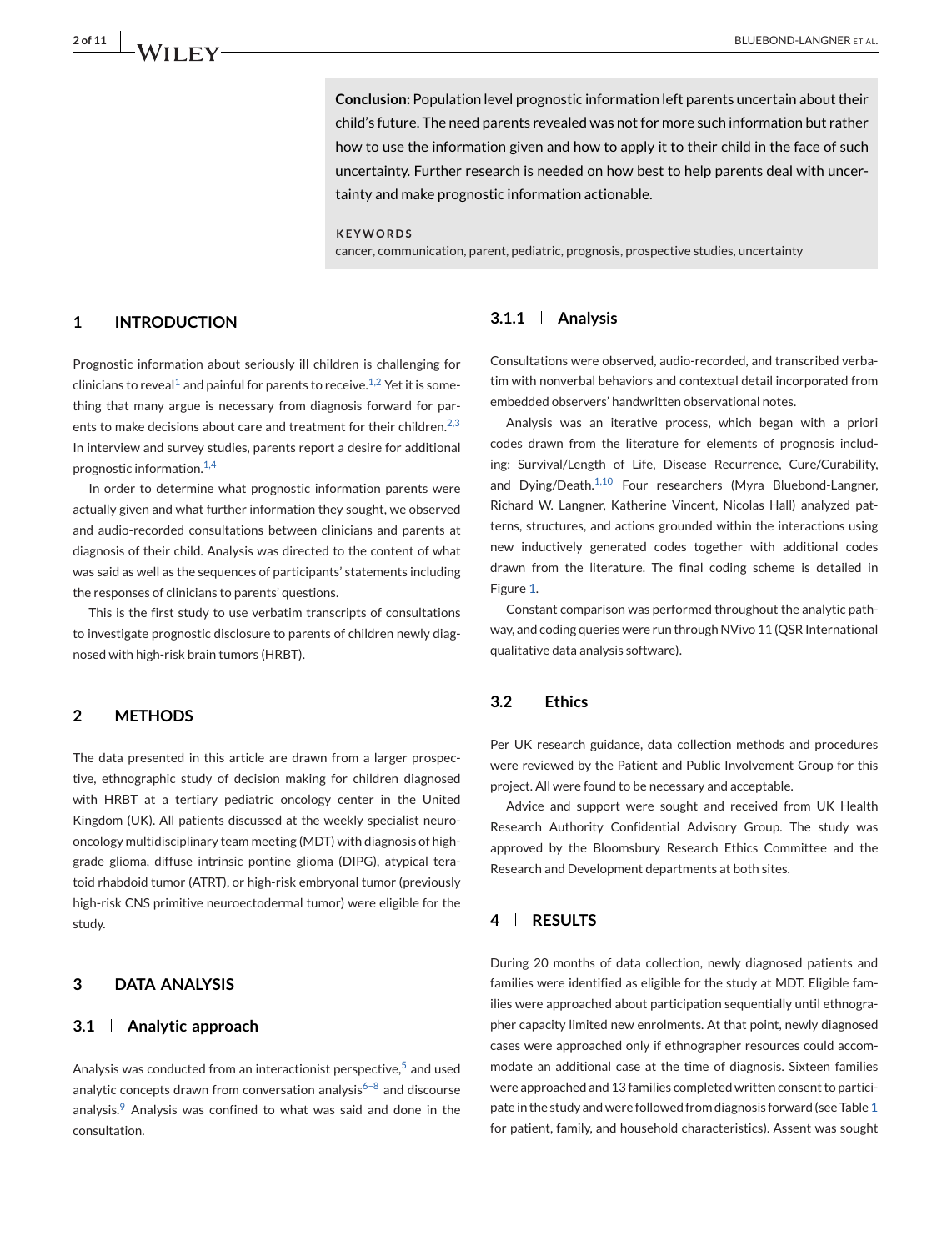**Conclusion:** Population level prognostic information left parents uncertain about their child's future. The need parents revealed was not for more such information but rather how to use the information given and how to apply it to their child in the face of such uncertainty. Further research is needed on how best to help parents deal with uncertainty and make prognostic information actionable.

**KEYWORDS**

cancer, communication, parent, pediatric, prognosis, prospective studies, uncertainty

## 1 | INTRODUCTION

Prognostic information about seriously ill children is challenging for clinicians to reveal[1] and painful for parents to receive.[1,2] Yet it is something that many argue is necessary from diagnosis forward for parents to make decisions about care and treatment for their children.[2,3] In interview and survey studies, parents report a desire for additional prognostic information.[1,4]

In order to determine what prognostic information parents were actually given and what further information they sought, we observed and audio-recorded consultations between clinicians and parents at diagnosis of their child. Analysis was directed to the content of what was said as well as the sequences of participants' statements including the responses of clinicians to parents' questions.

This is the first study to use verbatim transcripts of consultations to investigate prognostic disclosure to parents of children newly diagnosed with high-risk brain tumors (HRBT).

## 2 | METHODS

The data presented in this article are drawn from a larger prospective, ethnographic study of decision making for children diagnosed with HRBT at a tertiary pediatric oncology center in the United Kingdom (UK). All patients discussed at the weekly specialist neuro-oncology multidisciplinary team meeting (MDT) with diagnosis of high-grade glioma, diffuse intrinsic pontine glioma (DIPG), atypical teratoid rhabdoid tumor (ATRT), or high-risk embryonal tumor (previously high-risk CNS primitive neuroectodermal tumor) were eligible for the study.

## 3 | DATA ANALYSIS

### 3.1 | Analytic approach

Analysis was conducted from an interactionist perspective,[5] and used analytic concepts drawn from conversation analysis[6–8] and discourse analysis.[9] Analysis was confined to what was said and done in the consultation.

#### 3.1.1 | Analysis

Consultations were observed, audio-recorded, and transcribed verbatim with nonverbal behaviors and contextual detail incorporated from embedded observers' handwritten observational notes.

Analysis was an iterative process, which began with a priori codes drawn from the literature for elements of prognosis including: Survival/Length of Life, Disease Recurrence, Cure/Curability, and Dying/Death.[1,10] Four researchers (Myra Bluebond-Langner, Richard W. Langner, Katherine Vincent, Nicolas Hall) analyzed patterns, structures, and actions grounded within the interactions using new inductively generated codes together with additional codes drawn from the literature. The final coding scheme is detailed in Figure 1.

Constant comparison was performed throughout the analytic pathway, and coding queries were run through NVivo 11 (QSR International qualitative data analysis software).

### 3.2 | Ethics

Per UK research guidance, data collection methods and procedures were reviewed by the Patient and Public Involvement Group for this project. All were found to be necessary and acceptable.

Advice and support were sought and received from UK Health Research Authority Confidential Advisory Group. The study was approved by the Bloomsbury Research Ethics Committee and the Research and Development departments at both sites.

## 4 | RESULTS

During 20 months of data collection, newly diagnosed patients and families were identified as eligible for the study at MDT. Eligible families were approached about participation sequentially until ethnographer capacity limited new enrolments. At that point, newly diagnosed cases were approached only if ethnographer resources could accommodate an additional case at the time of diagnosis. Sixteen families were approached and 13 families completed written consent to participate in the study and were followed from diagnosis forward (see Table 1 for patient, family, and household characteristics). Assent was sought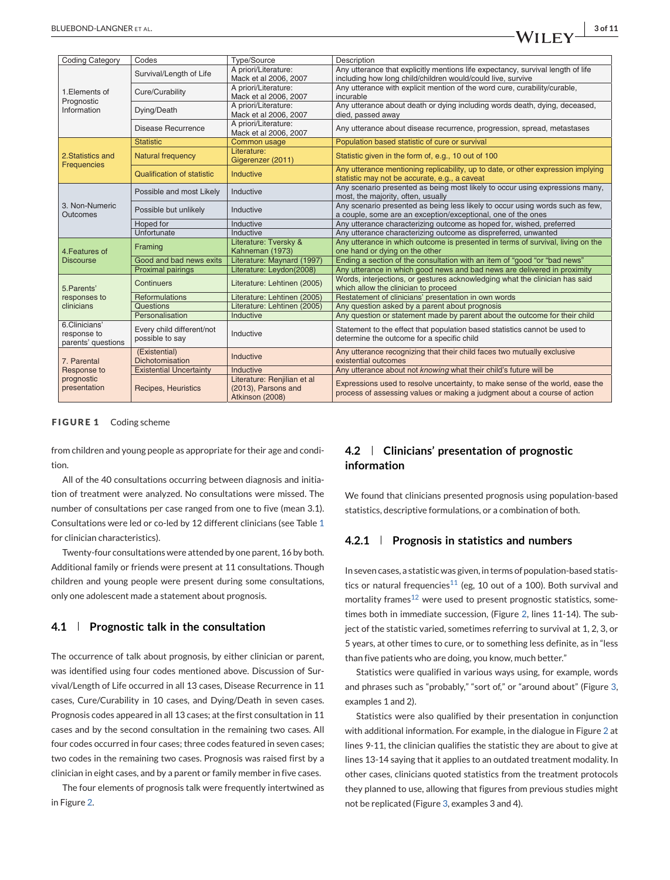| Coding Category | Codes | Type/Source | Description |
| --- | --- | --- | --- |
| 1.Elements of Prognostic Information | Survival/Length of Life | A priori/Literature: Mack et al 2006, 2007 | Any utterance that explicitly mentions life expectancy, survival length of life including how long child/children would/could live, survive |
| | Cure/Curability | A priori/Literature: Mack et al 2006, 2007 | Any utterance with explicit mention of the word cure, curability/curable, incurable |
| | Dying/Death | A priori/Literature: Mack et al 2006, 2007 | Any utterance about death or dying including words death, dying, deceased, died, passed away |
| | Disease Recurrence | A priori/Literature: Mack et al 2006, 2007 | Any utterance about disease recurrence, progression, spread, metastases |
| 2.Statistics and Frequencies | Statistic | Common usage | Population based statistic of cure or survival |
| | Natural frequency | Literature: Gigerenzer (2011) | Statistic given in the form of, e.g., 10 out of 100 |
| | Qualification of statistic | Inductive | Any utterance mentioning replicability, up to date, or other expression implying statistic may not be accurate, e.g., a caveat |
| 3. Non-Numeric Outcomes | Possible and most Likely | Inductive | Any scenario presented as being most likely to occur using expressions many, most, the majority, often, usually |
| | Possible but unlikely | Inductive | Any scenario presented as being less likely to occur using words such as few, a couple, some are an exception/exceptional, one of the ones |
| | Hoped for | Inductive | Any utterance characterizing outcome as hoped for, wished, preferred |
| | Unfortunate | Inductive | Any utterance characterizing outcome as dispreferred, unwanted |
| 4.Features of Discourse | Framing | Literature: Tversky & Kahneman (1973) | Any utterance in which outcome is presented in terms of survival, living on the one hand or dying on the other |
| | Good and bad news exits | Literature: Maynard (1997) | Ending a section of the consultation with an item of "good "or "bad news" |
| | Proximal pairings | Literature: Leydon(2008) | Any utterance in which good news and bad news are delivered in proximity |
| 5.Parents' responses to clinicians | Continuers | Literature: Lehtinen (2005) | Words, interjections, or gestures acknowledging what the clinician has said which allow the clinician to proceed |
| | Reformulations | Literature: Lehtinen (2005) | Restatement of clinicians' presentation in own words |
| | Questions | Literature: Lehtinen (2005) | Any question asked by a parent about prognosis |
| | Personalisation | Inductive | Any question or statement made by parent about the outcome for their child |
| 6.Clinicians' response to parents' questions | Every child different/not possible to say | Inductive | Statement to the effect that population based statistics cannot be used to determine the outcome for a specific child |
| 7. Parental Response to prognostic presentation | (Existential) Dichotomisation | Inductive | Any utterance recognizing that their child faces two mutually exclusive existential outcomes |
| | Existential Uncertainty | Inductive | Any utterance about not *knowing* what their child's future will be |
| | Recipes, Heuristics | Literature: Renjilian et al (2013), Parsons and Atkinson (2008) | Expressions used to resolve uncertainty, to make sense of the world, ease the process of assessing values or making a judgment about a course of action |

**FIGURE 1** Coding scheme

from children and young people as appropriate for their age and condition.

All of the 40 consultations occurring between diagnosis and initiation of treatment were analyzed. No consultations were missed. The number of consultations per case ranged from one to five (mean 3.1). Consultations were led or co-led by 12 different clinicians (see Table 1 for clinician characteristics).

Twenty-four consultations were attended by one parent, 16 by both. Additional family or friends were present at 11 consultations. Though children and young people were present during some consultations, only one adolescent made a statement about prognosis.

### 4.1 | Prognostic talk in the consultation

The occurrence of talk about prognosis, by either clinician or parent, was identified using four codes mentioned above. Discussion of Survival/Length of Life occurred in all 13 cases, Disease Recurrence in 11 cases, Cure/Curability in 10 cases, and Dying/Death in seven cases. Prognosis codes appeared in all 13 cases; at the first consultation in 11 cases and by the second consultation in the remaining two cases. All four codes occurred in four cases; three codes featured in seven cases; two codes in the remaining two cases. Prognosis was raised first by a clinician in eight cases, and by a parent or family member in five cases.

The four elements of prognosis talk were frequently intertwined as in Figure 2.

### 4.2 | Clinicians' presentation of prognostic information

We found that clinicians presented prognosis using population-based statistics, descriptive formulations, or a combination of both.

#### 4.2.1 | Prognosis in statistics and numbers

In seven cases, a statistic was given, in terms of population-based statistics or natural frequencies[11] (eg, 10 out of a 100). Both survival and mortality frames[12] were used to present prognostic statistics, sometimes both in immediate succession, (Figure 2, lines 11-14). The subject of the statistic varied, sometimes referring to survival at 1, 2, 3, or 5 years, at other times to cure, or to something less definite, as in "less than five patients who are doing, you know, much better."

Statistics were qualified in various ways using, for example, words and phrases such as "probably," "sort of," or "around about" (Figure 3, examples 1 and 2).

Statistics were also qualified by their presentation in conjunction with additional information. For example, in the dialogue in Figure 2 at lines 9-11, the clinician qualifies the statistic they are about to give at lines 13-14 by saying that it applies to an outdated treatment modality. In other cases, clinicians quoted statistics from the treatment protocols they planned to use, allowing that figures from previous studies might not be replicated (Figure 3, examples 3 and 4).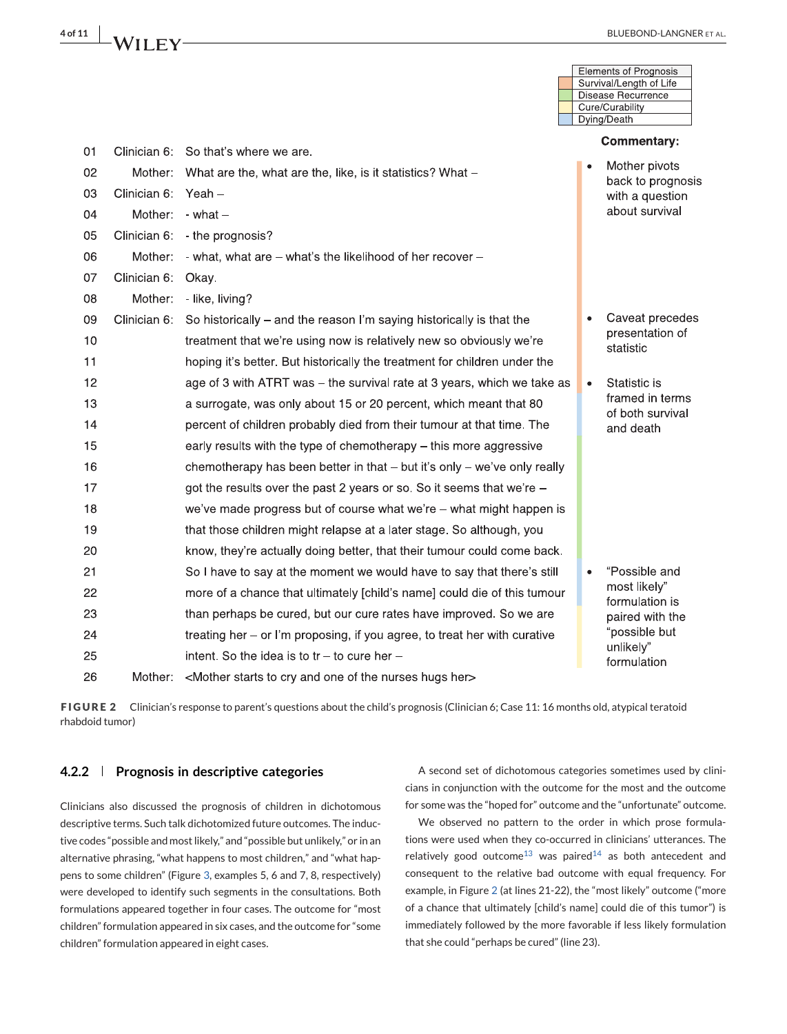| Elements of Prognosis |
|---|
| Survival/Length of Life |
| Disease Recurrence |
| Cure/Curability |
| Dying/Death |

| Line | Speaker | Transcript | Commentary |
|---|---|---|---|
| 01 | Clinician 6: | So that's where we are. | |
| 02 | Mother: | What are the, what are the, like, is it statistics? What – | • Mother pivots back to prognosis with a question about survival |
| 03 | Clinician 6: | Yeah – | |
| 04 | Mother: | - what – | |
| 05 | Clinician 6: | - the prognosis? | |
| 06 | Mother: | - what, what are – what's the likelihood of her recover – | |
| 07 | Clinician 6: | Okay. | |
| 08 | Mother: | - like, living? | |
| 09 | Clinician 6: | So historically – and the reason I'm saying historically is that the | • Caveat precedes presentation of statistic |
| 10 | | treatment that we're using now is relatively new so obviously we're | |
| 11 | | hoping it's better. But historically the treatment for children under the | |
| 12 | | age of 3 with ATRT was – the survival rate at 3 years, which we take as | • Statistic is framed in terms of both survival and death |
| 13 | | a surrogate, was only about 15 or 20 percent, which meant that 80 | |
| 14 | | percent of children probably died from their tumour at that time. The | |
| 15 | | early results with the type of chemotherapy – this more aggressive | |
| 16 | | chemotherapy has been better in that – but it's only – we've only really | |
| 17 | | got the results over the past 2 years or so. So it seems that we're – | |
| 18 | | we've made progress but of course what we're – what might happen is | |
| 19 | | that those children might relapse at a later stage. So although, you | |
| 20 | | know, they're actually doing better, that their tumour could come back. | |
| 21 | | So I have to say at the moment we would have to say that there's still | • "Possible and most likely" formulation is paired with the "possible but unlikely" formulation |
| 22 | | more of a chance that ultimately [child's name] could die of this tumour | |
| 23 | | than perhaps be cured, but our cure rates have improved. So we are | |
| 24 | | treating her – or I'm proposing, if you agree, to treat her with curative | |
| 25 | | intent. So the idea is to tr – to cure her – | |
| 26 | Mother: | <Mother starts to cry and one of the nurses hugs her> | |

**FIGURE 2** Clinician's response to parent's questions about the child's prognosis (Clinician 6; Case 11: 16 months old, atypical teratoid rhabdoid tumor)

### 4.2.2 | Prognosis in descriptive categories

Clinicians also discussed the prognosis of children in dichotomous descriptive terms. Such talk dichotomized future outcomes. The inductive codes "possible and most likely," and "possible but unlikely," or in an alternative phrasing, "what happens to most children," and "what happens to some children" (Figure 3, examples 5, 6 and 7, 8, respectively) were developed to identify such segments in the consultations. Both formulations appeared together in four cases. The outcome for "most children" formulation appeared in six cases, and the outcome for "some children" formulation appeared in eight cases.

A second set of dichotomous categories sometimes used by clinicians in conjunction with the outcome for the most and the outcome for some was the "hoped for" outcome and the "unfortunate" outcome.

We observed no pattern to the order in which prose formulations were used when they co-occurred in clinicians' utterances. The relatively good outcome[13] was paired[14] as both antecedent and consequent to the relative bad outcome with equal frequency. For example, in Figure 2 (at lines 21-22), the "most likely" outcome ("more of a chance that ultimately [child's name] could die of this tumor") is immediately followed by the more favorable if less likely formulation that she could "perhaps be cured" (line 23).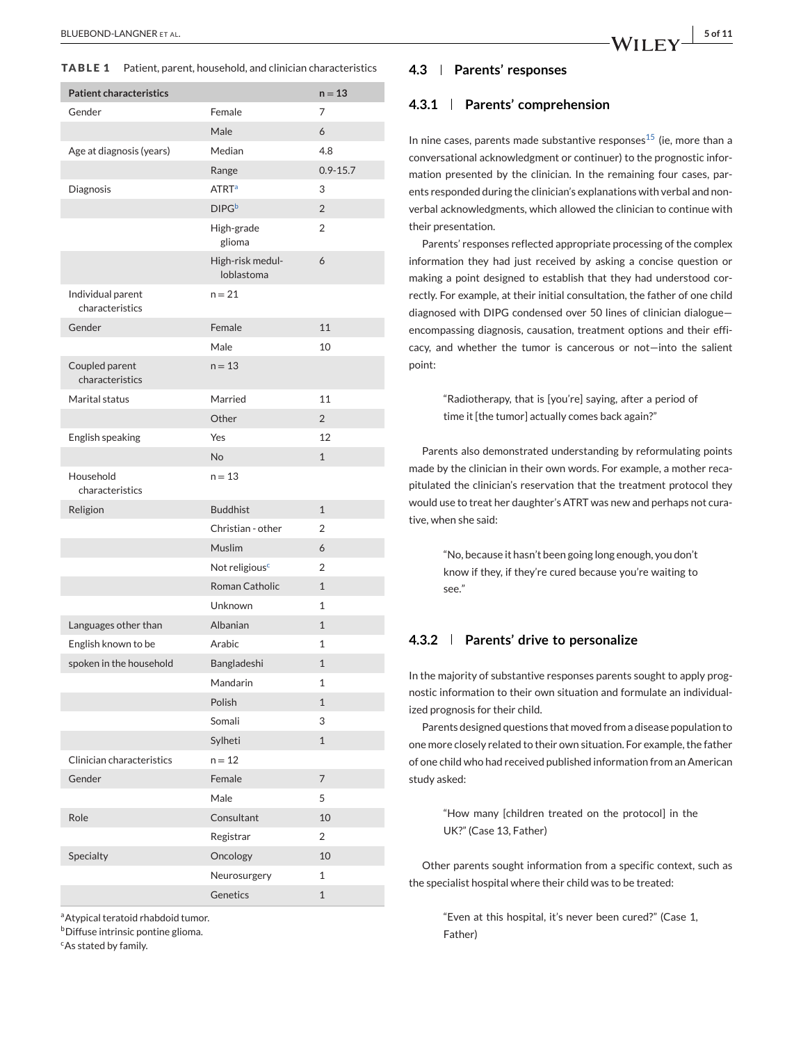**TABLE 1** Patient, parent, household, and clinician characteristics

| Patient characteristics | | n = 13 |
|---|---|---|
| Gender | Female | 7 |
| | Male | 6 |
| Age at diagnosis (years) | Median | 4.8 |
| | Range | 0.9-15.7 |
| Diagnosis | ATRT[a] | 3 |
| | DIPG[b] | 2 |
| | High-grade glioma | 2 |
| | High-risk medulloblastoma | 6 |
| Individual parent characteristics | n = 21 | |
| Gender | Female | 11 |
| | Male | 10 |
| Coupled parent characteristics | n = 13 | |
| Marital status | Married | 11 |
| | Other | 2 |
| English speaking | Yes | 12 |
| | No | 1 |
| Household characteristics | n = 13 | |
| Religion | Buddhist | 1 |
| | Christian - other | 2 |
| | Muslim | 6 |
| | Not religious[c] | 2 |
| | Roman Catholic | 1 |
| | Unknown | 1 |
| Languages other than English known to be spoken in the household | Albanian | 1 |
| | Arabic | 1 |
| | Bangladeshi | 1 |
| | Mandarin | 1 |
| | Polish | 1 |
| | Somali | 3 |
| | Sylheti | 1 |
| Clinician characteristics | n = 12 | |
| Gender | Female | 7 |
| | Male | 5 |
| Role | Consultant | 10 |
| | Registrar | 2 |
| Specialty | Oncology | 10 |
| | Neurosurgery | 1 |
| | Genetics | 1 |

[a]Atypical teratoid rhabdoid tumor.
[b]Diffuse intrinsic pontine glioma.
[c]As stated by family.

## 4.3 | Parents' responses

### 4.3.1 | Parents' comprehension

In nine cases, parents made substantive responses[15] (ie, more than a conversational acknowledgment or continuer) to the prognostic information presented by the clinician. In the remaining four cases, parents responded during the clinician's explanations with verbal and nonverbal acknowledgments, which allowed the clinician to continue with their presentation.

Parents' responses reflected appropriate processing of the complex information they had just received by asking a concise question or making a point designed to establish that they had understood correctly. For example, at their initial consultation, the father of one child diagnosed with DIPG condensed over 50 lines of clinician dialogue—encompassing diagnosis, causation, treatment options and their efficacy, and whether the tumor is cancerous or not—into the salient point:

> "Radiotherapy, that is [you're] saying, after a period of time it [the tumor] actually comes back again?"

Parents also demonstrated understanding by reformulating points made by the clinician in their own words. For example, a mother recapitulated the clinician's reservation that the treatment protocol they would use to treat her daughter's ATRT was new and perhaps not curative, when she said:

> "No, because it hasn't been going long enough, you don't know if they, if they're cured because you're waiting to see."

### 4.3.2 | Parents' drive to personalize

In the majority of substantive responses parents sought to apply prognostic information to their own situation and formulate an individualized prognosis for their child.

Parents designed questions that moved from a disease population to one more closely related to their own situation. For example, the father of one child who had received published information from an American study asked:

> "How many [children treated on the protocol] in the UK?" (Case 13, Father)

Other parents sought information from a specific context, such as the specialist hospital where their child was to be treated:

> "Even at this hospital, it's never been cured?" (Case 1, Father)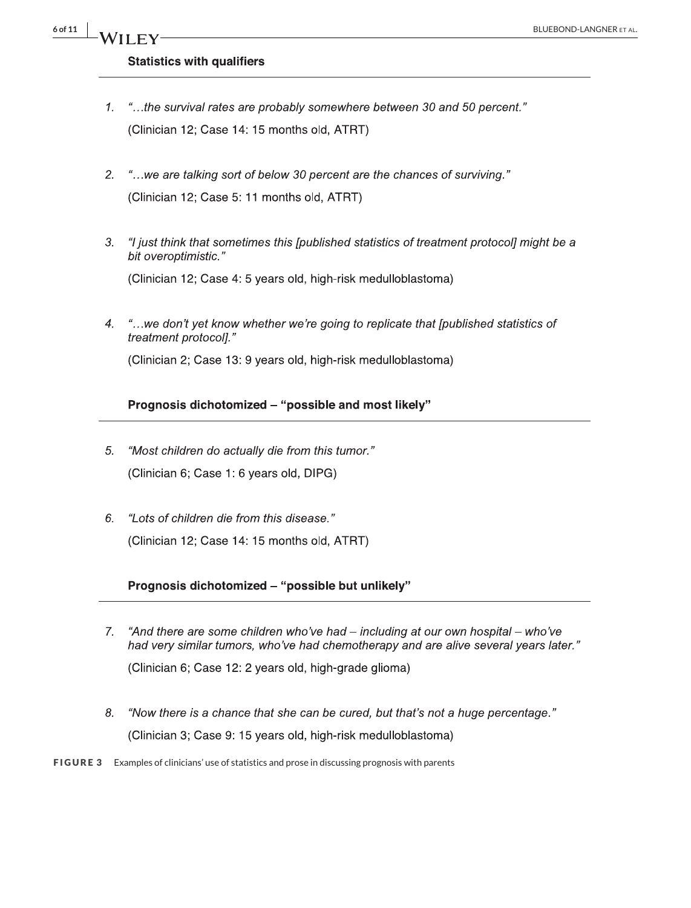**Statistics with qualifiers**

1. *"…the survival rates are probably somewhere between 30 and 50 percent."*
   (Clinician 12; Case 14: 15 months old, ATRT)

2. *"…we are talking sort of below 30 percent are the chances of surviving."*
   (Clinician 12; Case 5: 11 months old, ATRT)

3. *"I just think that sometimes this [published statistics of treatment protocol] might be a bit overoptimistic."*
   (Clinician 12; Case 4: 5 years old, high-risk medulloblastoma)

4. *"…we don't yet know whether we're going to replicate that [published statistics of treatment protocol]."*
   (Clinician 2; Case 13: 9 years old, high-risk medulloblastoma)

**Prognosis dichotomized – "possible and most likely"**

5. *"Most children do actually die from this tumor."*
   (Clinician 6; Case 1: 6 years old, DIPG)

6. *"Lots of children die from this disease."*
   (Clinician 12; Case 14: 15 months old, ATRT)

**Prognosis dichotomized – "possible but unlikely"**

7. *"And there are some children who've had – including at our own hospital – who've had very similar tumors, who've had chemotherapy and are alive several years later."*
   (Clinician 6; Case 12: 2 years old, high-grade glioma)

8. *"Now there is a chance that she can be cured, but that's not a huge percentage."*
   (Clinician 3; Case 9: 15 years old, high-risk medulloblastoma)

**FIGURE 3** Examples of clinicians' use of statistics and prose in discussing prognosis with parents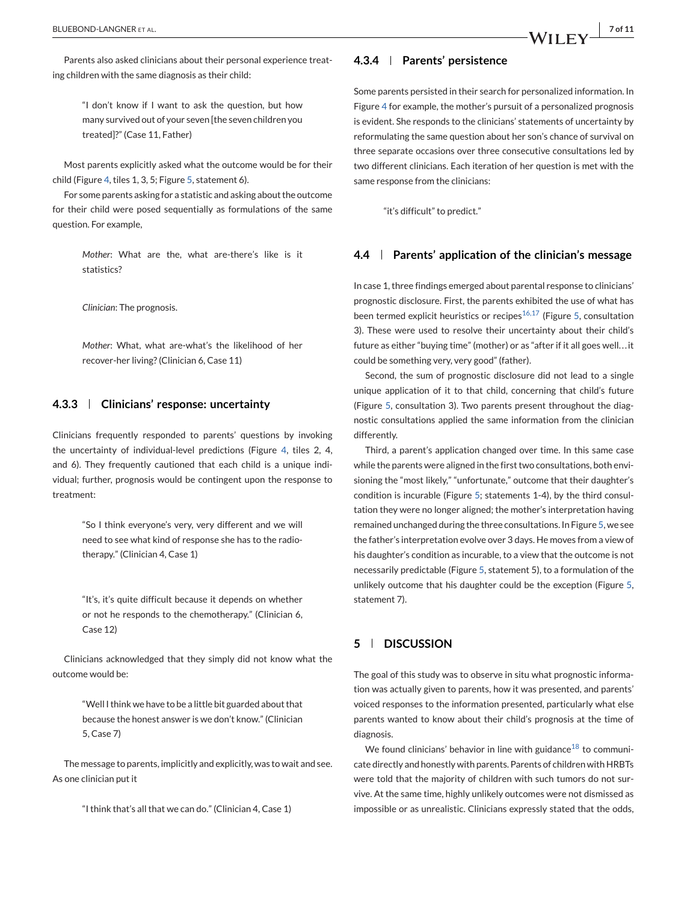Parents also asked clinicians about their personal experience treating children with the same diagnosis as their child:

> "I don't know if I want to ask the question, but how many survived out of your seven [the seven children you treated]?" (Case 11, Father)

Most parents explicitly asked what the outcome would be for their child (Figure 4, tiles 1, 3, 5; Figure 5, statement 6).

For some parents asking for a statistic and asking about the outcome for their child were posed sequentially as formulations of the same question. For example,

> *Mother*: What are the, what are-there's like is it statistics?
>
> *Clinician*: The prognosis.
>
> *Mother*: What, what are-what's the likelihood of her recover-her living? (Clinician 6, Case 11)

#### 4.3.3 | Clinicians' response: uncertainty

Clinicians frequently responded to parents' questions by invoking the uncertainty of individual-level predictions (Figure 4, tiles 2, 4, and 6). They frequently cautioned that each child is a unique individual; further, prognosis would be contingent upon the response to treatment:

> "So I think everyone's very, very different and we will need to see what kind of response she has to the radiotherapy." (Clinician 4, Case 1)

> "It's, it's quite difficult because it depends on whether or not he responds to the chemotherapy." (Clinician 6, Case 12)

Clinicians acknowledged that they simply did not know what the outcome would be:

> "Well I think we have to be a little bit guarded about that because the honest answer is we don't know." (Clinician 5, Case 7)

The message to parents, implicitly and explicitly, was to wait and see. As one clinician put it

> "I think that's all that we can do." (Clinician 4, Case 1)

#### 4.3.4 | Parents' persistence

Some parents persisted in their search for personalized information. In Figure 4 for example, the mother's pursuit of a personalized prognosis is evident. She responds to the clinicians' statements of uncertainty by reformulating the same question about her son's chance of survival on three separate occasions over three consecutive consultations led by two different clinicians. Each iteration of her question is met with the same response from the clinicians:

> "it's difficult" to predict."

### 4.4 | Parents' application of the clinician's message

In case 1, three findings emerged about parental response to clinicians' prognostic disclosure. First, the parents exhibited the use of what has been termed explicit heuristics or recipes[16,17] (Figure 5, consultation 3). These were used to resolve their uncertainty about their child's future as either "buying time" (mother) or as "after if it all goes well…it could be something very, very good" (father).

Second, the sum of prognostic disclosure did not lead to a single unique application of it to that child, concerning that child's future (Figure 5, consultation 3). Two parents present throughout the diagnostic consultations applied the same information from the clinician differently.

Third, a parent's application changed over time. In this same case while the parents were aligned in the first two consultations, both envisioning the "most likely," "unfortunate," outcome that their daughter's condition is incurable (Figure 5; statements 1-4), by the third consultation they were no longer aligned; the mother's interpretation having remained unchanged during the three consultations. In Figure 5, we see the father's interpretation evolve over 3 days. He moves from a view of his daughter's condition as incurable, to a view that the outcome is not necessarily predictable (Figure 5, statement 5), to a formulation of the unlikely outcome that his daughter could be the exception (Figure 5, statement 7).

## 5 | DISCUSSION

The goal of this study was to observe in situ what prognostic information was actually given to parents, how it was presented, and parents' voiced responses to the information presented, particularly what else parents wanted to know about their child's prognosis at the time of diagnosis.

We found clinicians' behavior in line with guidance[18] to communicate directly and honestly with parents. Parents of children with HRBTs were told that the majority of children with such tumors do not survive. At the same time, highly unlikely outcomes were not dismissed as impossible or as unrealistic. Clinicians expressly stated that the odds,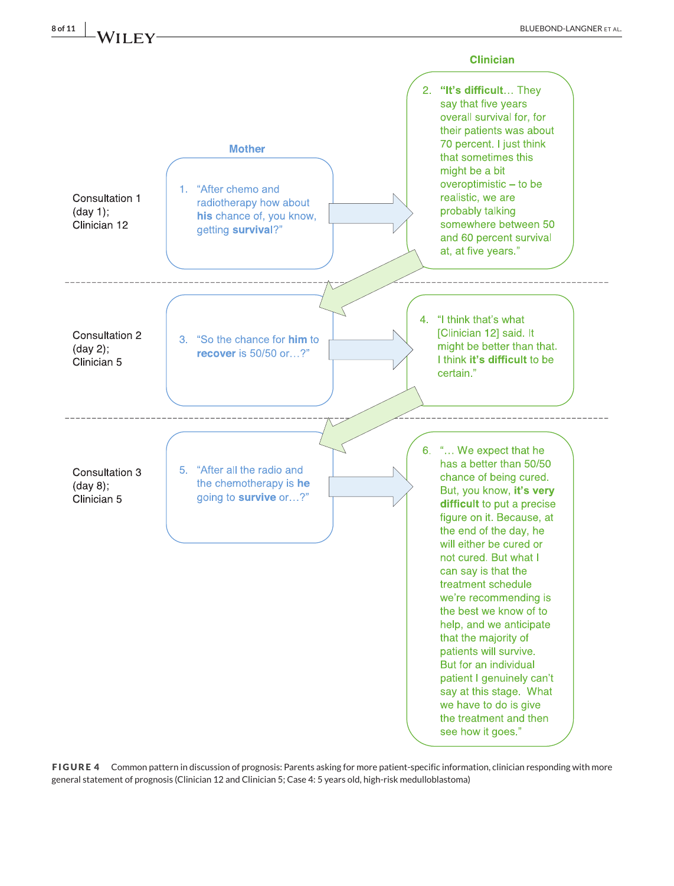| | Mother | Clinician |
|---|---|---|
| Consultation 1 (day 1); Clinician 12 | 1. "After chemo and radiotherapy how about **his** chance of, you know, getting **survival**?" | 2. "**It's difficult**… They say that five years overall survival for, for their patients was about 70 percent. I just think that sometimes this might be a bit overoptimistic – to be realistic, we are probably talking somewhere between 50 and 60 percent survival at, at five years." |
| Consultation 2 (day 2); Clinician 5 | 3. "So the chance for **him** to **recover** is 50/50 or…?" | 4. "I think that's what [Clinician 12] said. It might be better than that. I think **it's difficult** to be certain." |
| Consultation 3 (day 8); Clinician 5 | 5. "After all the radio and the chemotherapy is **he** going to **survive** or…?" | 6. "… We expect that he has a better than 50/50 chance of being cured. But, you know, **it's very difficult** to put a precise figure on it. Because, at the end of the day, he will either be cured or not cured. But what I can say is that the treatment schedule we're recommending is the best we know of to help, and we anticipate that the majority of patients will survive. But for an individual patient I genuinely can't say at this stage. What we have to do is give the treatment and then see how it goes." |

**FIGURE 4** Common pattern in discussion of prognosis: Parents asking for more patient-specific information, clinician responding with more general statement of prognosis (Clinician 12 and Clinician 5; Case 4: 5 years old, high-risk medulloblastoma)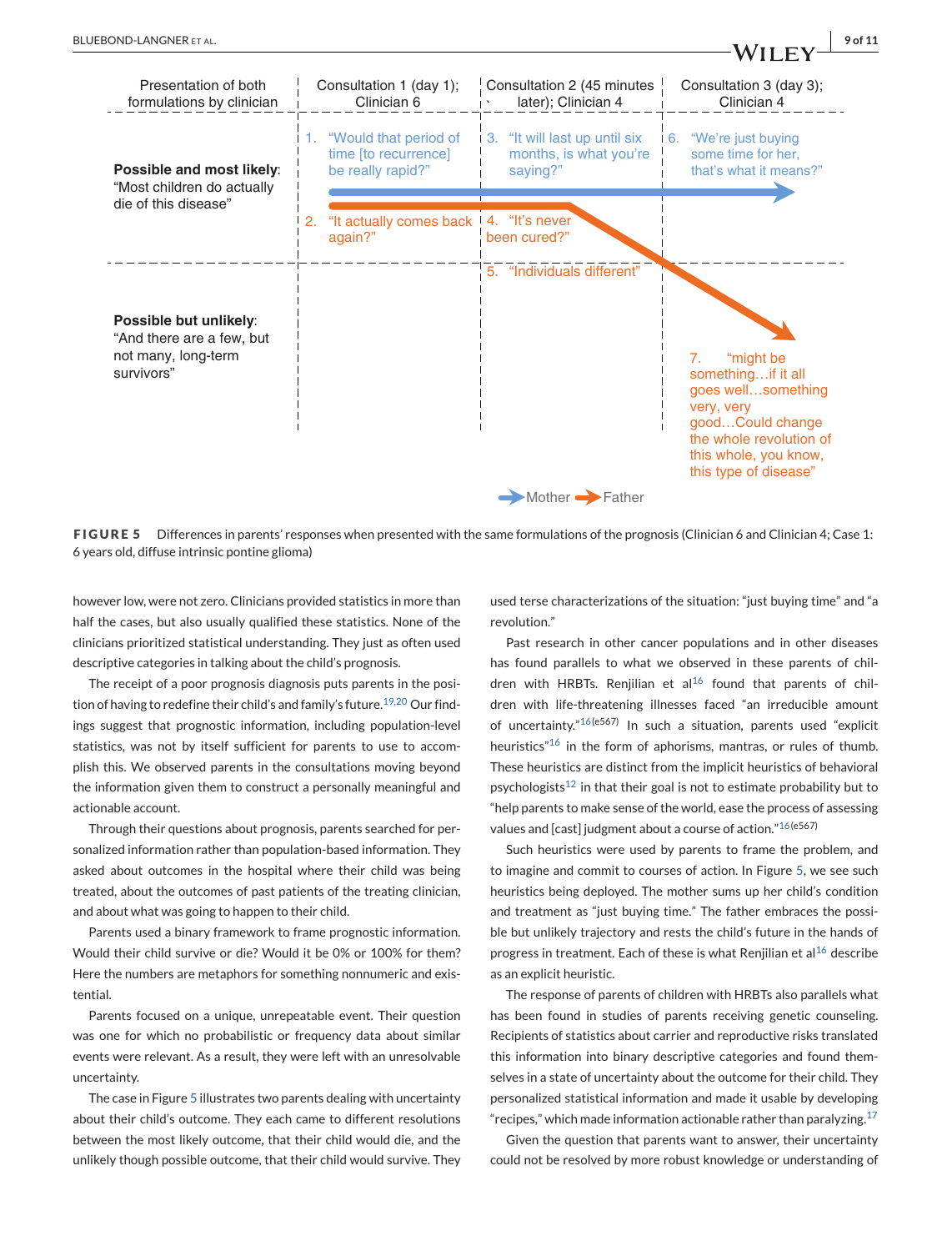| Presentation of both formulations by clinician | Consultation 1 (day 1); Clinician 6 | Consultation 2 (45 minutes later); Clinician 4 | Consultation 3 (day 3); Clinician 4 |
|---|---|---|---|
| **Possible and most likely**: "Most children do actually die of this disease" | 1. "Would that period of time [to recurrence] be really rapid?" 2. "It actually comes back again?" | 3. "It will last up until six months, is what you're saying?" 4. "It's never been cured?" | 6. "We're just buying some time for her, that's what it means?" |
| | | 5. "Individuals different" | |
| **Possible but unlikely**: "And there are a few, but not many, long-term survivors" | | | 7. "might be something…if it all goes well…something very, very good…Could change the whole revolution of this whole, you know, this type of disease" |

Mother → Father →

**FIGURE 5** Differences in parents' responses when presented with the same formulations of the prognosis (Clinician 6 and Clinician 4; Case 1: 6 years old, diffuse intrinsic pontine glioma)

however low, were not zero. Clinicians provided statistics in more than half the cases, but also usually qualified these statistics. None of the clinicians prioritized statistical understanding. They just as often used descriptive categories in talking about the child's prognosis.

The receipt of a poor prognosis diagnosis puts parents in the position of having to redefine their child's and family's future.[19,20] Our findings suggest that prognostic information, including population-level statistics, was not by itself sufficient for parents to use to accomplish this. We observed parents in the consultations moving beyond the information given them to construct a personally meaningful and actionable account.

Through their questions about prognosis, parents searched for personalized information rather than population-based information. They asked about outcomes in the hospital where their child was being treated, about the outcomes of past patients of the treating clinician, and about what was going to happen to their child.

Parents used a binary framework to frame prognostic information. Would their child survive or die? Would it be 0% or 100% for them? Here the numbers are metaphors for something nonnumeric and existential.

Parents focused on a unique, unrepeatable event. Their question was one for which no probabilistic or frequency data about similar events were relevant. As a result, they were left with an unresolvable uncertainty.

The case in Figure 5 illustrates two parents dealing with uncertainty about their child's outcome. They each came to different resolutions between the most likely outcome, that their child would die, and the unlikely though possible outcome, that their child would survive. They used terse characterizations of the situation: "just buying time" and "a revolution."

Past research in other cancer populations and in other diseases has found parallels to what we observed in these parents of children with HRBTs. Renjilian et al[16] found that parents of children with life-threatening illnesses faced "an irreducible amount of uncertainty."[16(e567)] In such a situation, parents used "explicit heuristics"[16] in the form of aphorisms, mantras, or rules of thumb. These heuristics are distinct from the implicit heuristics of behavioral psychologists[12] in that their goal is not to estimate probability but to "help parents to make sense of the world, ease the process of assessing values and [cast] judgment about a course of action."[16(e567)]

Such heuristics were used by parents to frame the problem, and to imagine and commit to courses of action. In Figure 5, we see such heuristics being deployed. The mother sums up her child's condition and treatment as "just buying time." The father embraces the possible but unlikely trajectory and rests the child's future in the hands of progress in treatment. Each of these is what Renjilian et al[16] describe as an explicit heuristic.

The response of parents of children with HRBTs also parallels what has been found in studies of parents receiving genetic counseling. Recipients of statistics about carrier and reproductive risks translated this information into binary descriptive categories and found themselves in a state of uncertainty about the outcome for their child. They personalized statistical information and made it usable by developing "recipes," which made information actionable rather than paralyzing.[17]

Given the question that parents want to answer, their uncertainty could not be resolved by more robust knowledge or understanding of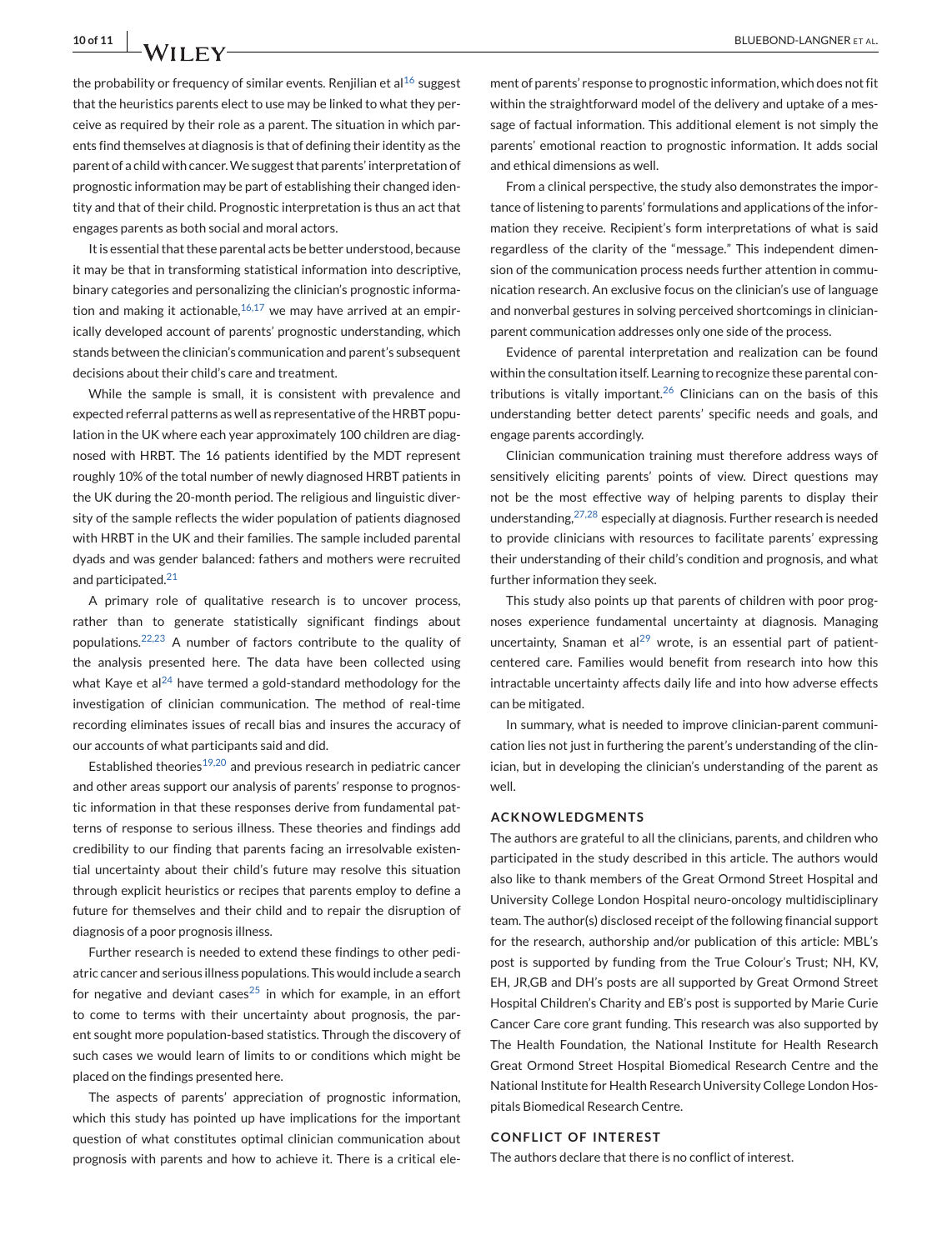the probability or frequency of similar events. Renjilian et al[16] suggest that the heuristics parents elect to use may be linked to what they perceive as required by their role as a parent. The situation in which parents find themselves at diagnosis is that of defining their identity as the parent of a child with cancer. We suggest that parents' interpretation of prognostic information may be part of establishing their changed identity and that of their child. Prognostic interpretation is thus an act that engages parents as both social and moral actors.

It is essential that these parental acts be better understood, because it may be that in transforming statistical information into descriptive, binary categories and personalizing the clinician's prognostic information and making it actionable,[16,17] we may have arrived at an empirically developed account of parents' prognostic understanding, which stands between the clinician's communication and parent's subsequent decisions about their child's care and treatment.

While the sample is small, it is consistent with prevalence and expected referral patterns as well as representative of the HRBT population in the UK where each year approximately 100 children are diagnosed with HRBT. The 16 patients identified by the MDT represent roughly 10% of the total number of newly diagnosed HRBT patients in the UK during the 20-month period. The religious and linguistic diversity of the sample reflects the wider population of patients diagnosed with HRBT in the UK and their families. The sample included parental dyads and was gender balanced: fathers and mothers were recruited and participated.[21]

A primary role of qualitative research is to uncover process, rather than to generate statistically significant findings about populations.[22,23] A number of factors contribute to the quality of the analysis presented here. The data have been collected using what Kaye et al[24] have termed a gold-standard methodology for the investigation of clinician communication. The method of real-time recording eliminates issues of recall bias and insures the accuracy of our accounts of what participants said and did.

Established theories[19,20] and previous research in pediatric cancer and other areas support our analysis of parents' response to prognostic information in that these responses derive from fundamental patterns of response to serious illness. These theories and findings add credibility to our finding that parents facing an irresolvable existential uncertainty about their child's future may resolve this situation through explicit heuristics or recipes that parents employ to define a future for themselves and their child and to repair the disruption of diagnosis of a poor prognosis illness.

Further research is needed to extend these findings to other pediatric cancer and serious illness populations. This would include a search for negative and deviant cases[25] in which for example, in an effort to come to terms with their uncertainty about prognosis, the parent sought more population-based statistics. Through the discovery of such cases we would learn of limits to or conditions which might be placed on the findings presented here.

The aspects of parents' appreciation of prognostic information, which this study has pointed up have implications for the important question of what constitutes optimal clinician communication about prognosis with parents and how to achieve it. There is a critical element of parents' response to prognostic information, which does not fit within the straightforward model of the delivery and uptake of a message of factual information. This additional element is not simply the parents' emotional reaction to prognostic information. It adds social and ethical dimensions as well.

From a clinical perspective, the study also demonstrates the importance of listening to parents' formulations and applications of the information they receive. Recipient's form interpretations of what is said regardless of the clarity of the "message." This independent dimension of the communication process needs further attention in communication research. An exclusive focus on the clinician's use of language and nonverbal gestures in solving perceived shortcomings in clinician-parent communication addresses only one side of the process.

Evidence of parental interpretation and realization can be found within the consultation itself. Learning to recognize these parental contributions is vitally important.[26] Clinicians can on the basis of this understanding better detect parents' specific needs and goals, and engage parents accordingly.

Clinician communication training must therefore address ways of sensitively eliciting parents' points of view. Direct questions may not be the most effective way of helping parents to display their understanding,[27,28] especially at diagnosis. Further research is needed to provide clinicians with resources to facilitate parents' expressing their understanding of their child's condition and prognosis, and what further information they seek.

This study also points up that parents of children with poor prognoses experience fundamental uncertainty at diagnosis. Managing uncertainty, Snaman et al[29] wrote, is an essential part of patient-centered care. Families would benefit from research into how this intractable uncertainty affects daily life and into how adverse effects can be mitigated.

In summary, what is needed to improve clinician-parent communication lies not just in furthering the parent's understanding of the clinician, but in developing the clinician's understanding of the parent as well.

## ACKNOWLEDGMENTS

The authors are grateful to all the clinicians, parents, and children who participated in the study described in this article. The authors would also like to thank members of the Great Ormond Street Hospital and University College London Hospital neuro-oncology multidisciplinary team. The author(s) disclosed receipt of the following financial support for the research, authorship and/or publication of this article: MBL's post is supported by funding from the True Colour's Trust; NH, KV, EH, JR,GB and DH's posts are all supported by Great Ormond Street Hospital Children's Charity and EB's post is supported by Marie Curie Cancer Care core grant funding. This research was also supported by The Health Foundation, the National Institute for Health Research Great Ormond Street Hospital Biomedical Research Centre and the National Institute for Health Research University College London Hospitals Biomedical Research Centre.

## CONFLICT OF INTEREST

The authors declare that there is no conflict of interest.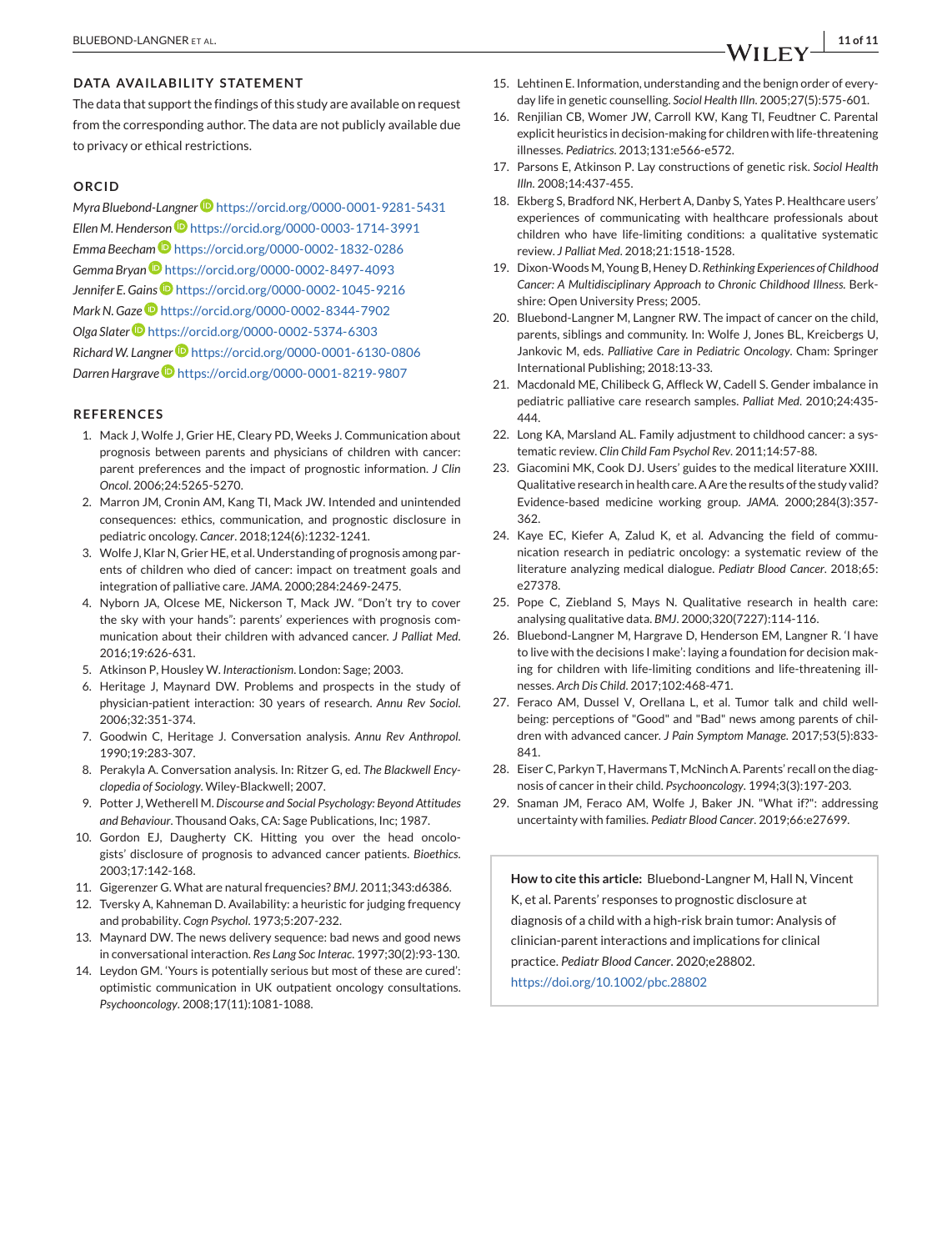## DATA AVAILABILITY STATEMENT

The data that support the findings of this study are available on request from the corresponding author. The data are not publicly available due to privacy or ethical restrictions.

## ORCID

*Myra Bluebond-Langner* https://orcid.org/0000-0001-9281-5431
*Ellen M. Henderson* https://orcid.org/0000-0003-1714-3991
*Emma Beecham* https://orcid.org/0000-0002-1832-0286
*Gemma Bryan* https://orcid.org/0000-0002-8497-4093
*Jennifer E. Gains* https://orcid.org/0000-0002-1045-9216
*Mark N. Gaze* https://orcid.org/0000-0002-8344-7902
*Olga Slater* https://orcid.org/0000-0002-5374-6303
*Richard W. Langner* https://orcid.org/0000-0001-6130-0806
*Darren Hargrave* https://orcid.org/0000-0001-8219-9807

## REFERENCES

1. Mack J, Wolfe J, Grier HE, Cleary PD, Weeks J. Communication about prognosis between parents and physicians of children with cancer: parent preferences and the impact of prognostic information. *J Clin Oncol*. 2006;24:5265-5270.
2. Marron JM, Cronin AM, Kang TI, Mack JW. Intended and unintended consequences: ethics, communication, and prognostic disclosure in pediatric oncology. *Cancer*. 2018;124(6):1232-1241.
3. Wolfe J, Klar N, Grier HE, et al. Understanding of prognosis among parents of children who died of cancer: impact on treatment goals and integration of palliative care. *JAMA*. 2000;284:2469-2475.
4. Nyborn JA, Olcese ME, Nickerson T, Mack JW. "Don't try to cover the sky with your hands": parents' experiences with prognosis communication about their children with advanced cancer. *J Palliat Med*. 2016;19:626-631.
5. Atkinson P, Housley W. *Interactionism*. London: Sage; 2003.
6. Heritage J, Maynard DW. Problems and prospects in the study of physician-patient interaction: 30 years of research. *Annu Rev Sociol*. 2006;32:351-374.
7. Goodwin C, Heritage J. Conversation analysis. *Annu Rev Anthropol*. 1990;19:283-307.
8. Perakyla A. Conversation analysis. In: Ritzer G, ed. *The Blackwell Encyclopedia of Sociology*. Wiley-Blackwell; 2007.
9. Potter J, Wetherell M. *Discourse and Social Psychology: Beyond Attitudes and Behaviour*. Thousand Oaks, CA: Sage Publications, Inc; 1987.
10. Gordon EJ, Daugherty CK. Hitting you over the head oncologists' disclosure of prognosis to advanced cancer patients. *Bioethics*. 2003;17:142-168.
11. Gigerenzer G. What are natural frequencies? *BMJ*. 2011;343:d6386.
12. Tversky A, Kahneman D. Availability: a heuristic for judging frequency and probability. *Cogn Psychol*. 1973;5:207-232.
13. Maynard DW. The news delivery sequence: bad news and good news in conversational interaction. *Res Lang Soc Interac*. 1997;30(2):93-130.
14. Leydon GM. 'Yours is potentially serious but most of these are cured': optimistic communication in UK outpatient oncology consultations. *Psychooncology*. 2008;17(11):1081-1088.
15. Lehtinen E. Information, understanding and the benign order of everyday life in genetic counselling. *Sociol Health Illn*. 2005;27(5):575-601.
16. Renjilian CB, Womer JW, Carroll KW, Kang TI, Feudtner C. Parental explicit heuristics in decision-making for children with life-threatening illnesses. *Pediatrics*. 2013;131:e566-e572.
17. Parsons E, Atkinson P. Lay constructions of genetic risk. *Sociol Health Illn*. 2008;14:437-455.
18. Ekberg S, Bradford NK, Herbert A, Danby S, Yates P. Healthcare users' experiences of communicating with healthcare professionals about children who have life-limiting conditions: a qualitative systematic review. *J Palliat Med*. 2018;21:1518-1528.
19. Dixon-Woods M, Young B, Heney D. *Rethinking Experiences of Childhood Cancer: A Multidisciplinary Approach to Chronic Childhood Illness*. Berkshire: Open University Press; 2005.
20. Bluebond-Langner M, Langner RW. The impact of cancer on the child, parents, siblings and community. In: Wolfe J, Jones BL, Kreicbergs U, Jankovic M, eds. *Palliative Care in Pediatric Oncology*. Cham: Springer International Publishing; 2018:13-33.
21. Macdonald ME, Chilibeck G, Affleck W, Cadell S. Gender imbalance in pediatric palliative care research samples. *Palliat Med*. 2010;24:435-444.
22. Long KA, Marsland AL. Family adjustment to childhood cancer: a systematic review. *Clin Child Fam Psychol Rev*. 2011;14:57-88.
23. Giacomini MK, Cook DJ. Users' guides to the medical literature XXIII. Qualitative research in health care. A Are the results of the study valid? Evidence-based medicine working group. *JAMA*. 2000;284(3):357-362.
24. Kaye EC, Kiefer A, Zalud K, et al. Advancing the field of communication research in pediatric oncology: a systematic review of the literature analyzing medical dialogue. *Pediatr Blood Cancer*. 2018;65:e27378.
25. Pope C, Ziebland S, Mays N. Qualitative research in health care: analysing qualitative data. *BMJ*. 2000;320(7227):114-116.
26. Bluebond-Langner M, Hargrave D, Henderson EM, Langner R. 'I have to live with the decisions I make': laying a foundation for decision making for children with life-limiting conditions and life-threatening illnesses. *Arch Dis Child*. 2017;102:468-471.
27. Feraco AM, Dussel V, Orellana L, et al. Tumor talk and child well-being: perceptions of "Good" and "Bad" news among parents of children with advanced cancer. *J Pain Symptom Manage*. 2017;53(5):833-841.
28. Eiser C, Parkyn T, Havermans T, McNinch A. Parents' recall on the diagnosis of cancer in their child. *Psychooncology*. 1994;3(3):197-203.
29. Snaman JM, Feraco AM, Wolfe J, Baker JN. "What if?": addressing uncertainty with families. *Pediatr Blood Cancer*. 2019;66:e27699.

**How to cite this article:** Bluebond-Langner M, Hall N, Vincent K, et al. Parents' responses to prognostic disclosure at diagnosis of a child with a high-risk brain tumor: Analysis of clinician-parent interactions and implications for clinical practice. *Pediatr Blood Cancer*. 2020;e28802. https://doi.org/10.1002/pbc.28802